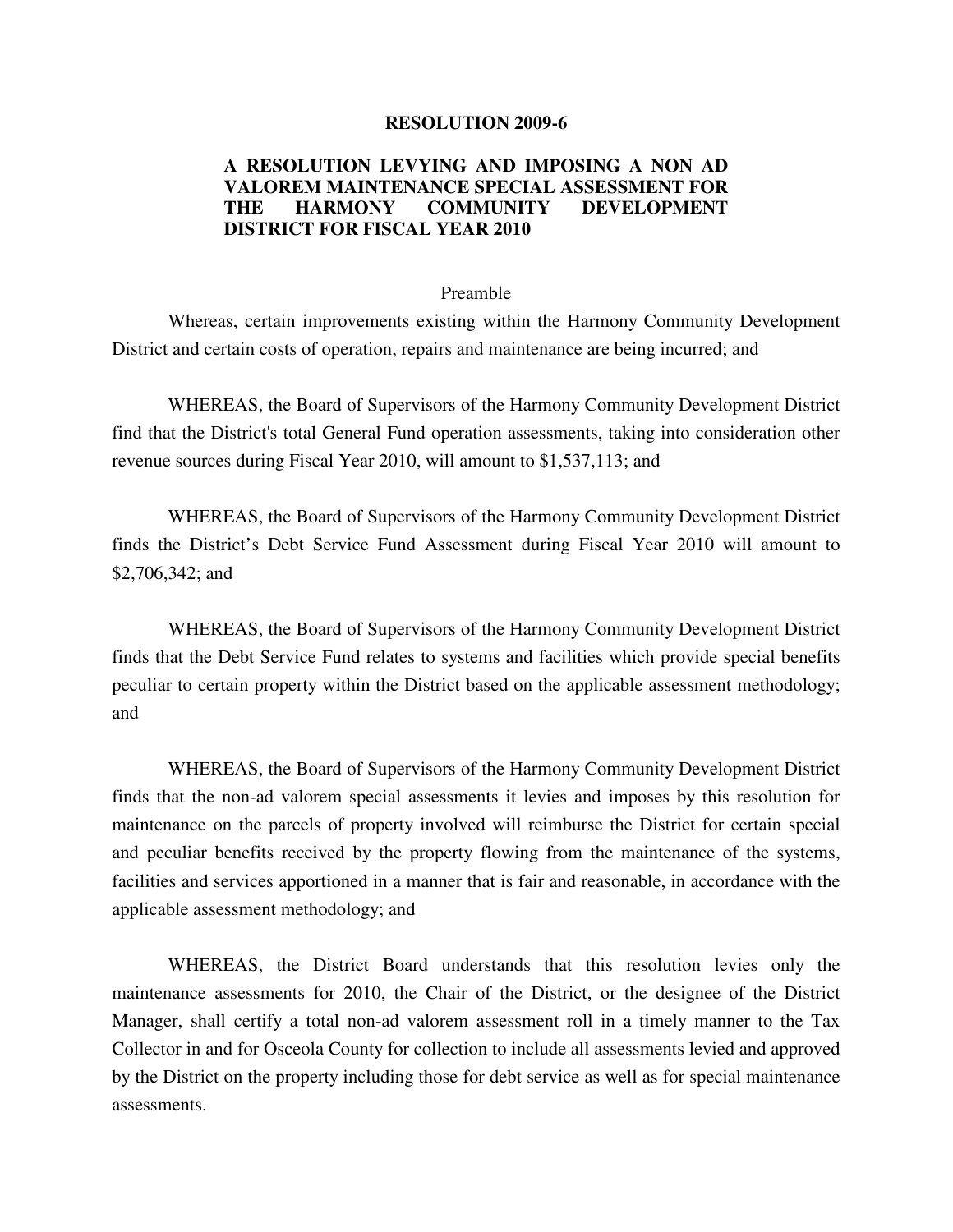# RESOLUTION 2009-6

## A RESOLUTION LEVYING AND IMPOSING A NON AD VALOREM MAINTENANCE SPECIAL ASSESSMENT FOR THE HARMONY COMMUNITY DEVELOPMENT DISTRICT FOR FISCAL YEAR 2010

Preamble

Whereas, certain improvements existing within the Harmony Community Development District and certain costs of operation, repairs and maintenance are being incurred; and

WHEREAS, the Board of Supervisors of the Harmony Community Development District find that the District's total General Fund operation assessments, taking into consideration other revenue sources during Fiscal Year 2010, will amount to $1,537,113; and

WHEREAS, the Board of Supervisors of the Harmony Community Development District finds the District's Debt Service Fund Assessment during Fiscal Year 2010 will amount to $2,706,342; and

WHEREAS, the Board of Supervisors of the Harmony Community Development District finds that the Debt Service Fund relates to systems and facilities which provide special benefits peculiar to certain property within the District based on the applicable assessment methodology; and

WHEREAS, the Board of Supervisors of the Harmony Community Development District finds that the non-ad valorem special assessments it levies and imposes by this resolution for maintenance on the parcels of property involved will reimburse the District for certain special and peculiar benefits received by the property flowing from the maintenance of the systems, facilities and services apportioned in a manner that is fair and reasonable, in accordance with the applicable assessment methodology; and

WHEREAS, the District Board understands that this resolution levies only the maintenance assessments for 2010, the Chair of the District, or the designee of the District Manager, shall certify a total non-ad valorem assessment roll in a timely manner to the Tax Collector in and for Osceola County for collection to include all assessments levied and approved by the District on the property including those for debt service as well as for special maintenance assessments.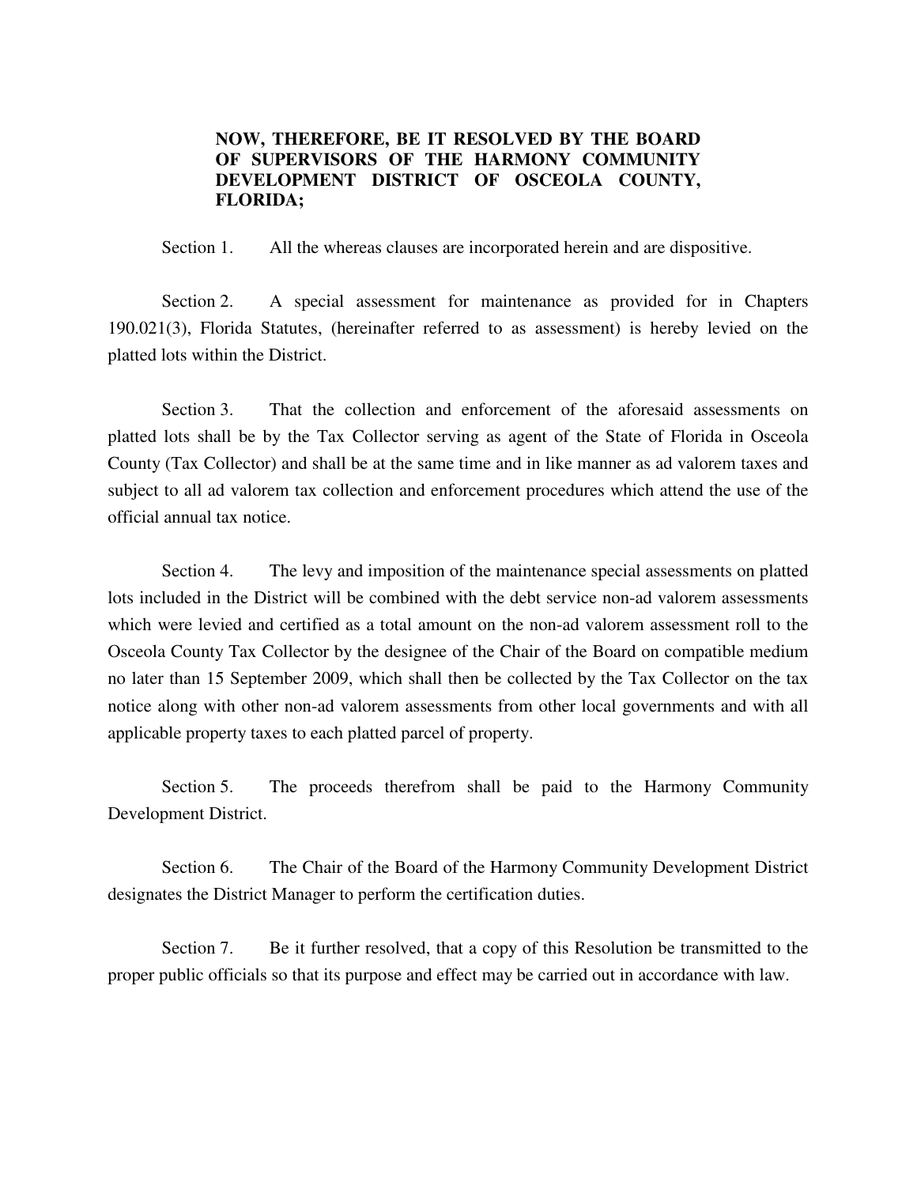**NOW, THEREFORE, BE IT RESOLVED BY THE BOARD OF SUPERVISORS OF THE HARMONY COMMUNITY DEVELOPMENT DISTRICT OF OSCEOLA COUNTY, FLORIDA;**

Section 1. All the whereas clauses are incorporated herein and are dispositive.

Section 2. A special assessment for maintenance as provided for in Chapters 190.021(3), Florida Statutes, (hereinafter referred to as assessment) is hereby levied on the platted lots within the District.

Section 3. That the collection and enforcement of the aforesaid assessments on platted lots shall be by the Tax Collector serving as agent of the State of Florida in Osceola County (Tax Collector) and shall be at the same time and in like manner as ad valorem taxes and subject to all ad valorem tax collection and enforcement procedures which attend the use of the official annual tax notice.

Section 4. The levy and imposition of the maintenance special assessments on platted lots included in the District will be combined with the debt service non-ad valorem assessments which were levied and certified as a total amount on the non-ad valorem assessment roll to the Osceola County Tax Collector by the designee of the Chair of the Board on compatible medium no later than 15 September 2009, which shall then be collected by the Tax Collector on the tax notice along with other non-ad valorem assessments from other local governments and with all applicable property taxes to each platted parcel of property.

Section 5. The proceeds therefrom shall be paid to the Harmony Community Development District.

Section 6. The Chair of the Board of the Harmony Community Development District designates the District Manager to perform the certification duties.

Section 7. Be it further resolved, that a copy of this Resolution be transmitted to the proper public officials so that its purpose and effect may be carried out in accordance with law.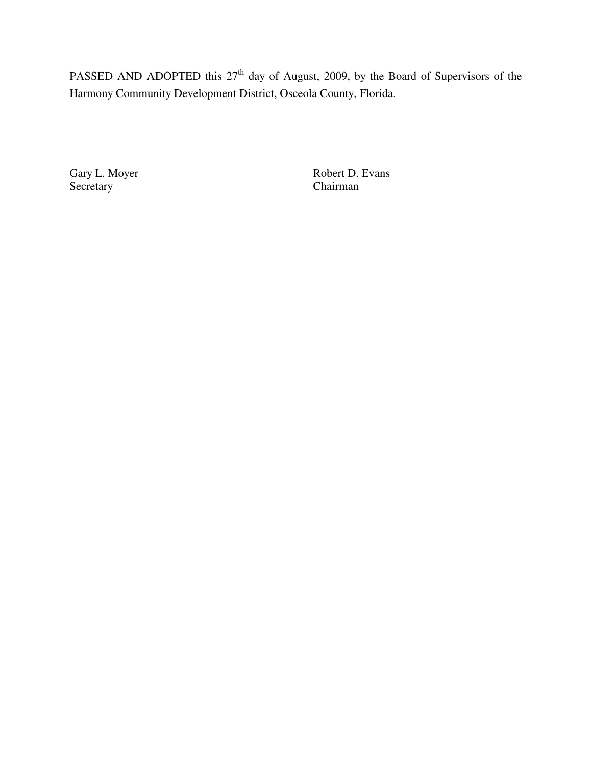PASSED AND ADOPTED this 27th day of August, 2009, by the Board of Supervisors of the Harmony Community Development District, Osceola County, Florida.

\_\_\_\_\_\_\_\_\_\_\_\_\_\_\_\_\_\_\_\_\_\_\_\_\_\_\_\_\_\_\_\_\_\_\_\_\_\_
Gary L. Moyer
Secretary

\_\_\_\_\_\_\_\_\_\_\_\_\_\_\_\_\_\_\_\_\_\_\_\_\_\_\_\_\_\_\_\_\_\_\_\_\_\_
Robert D. Evans
Chairman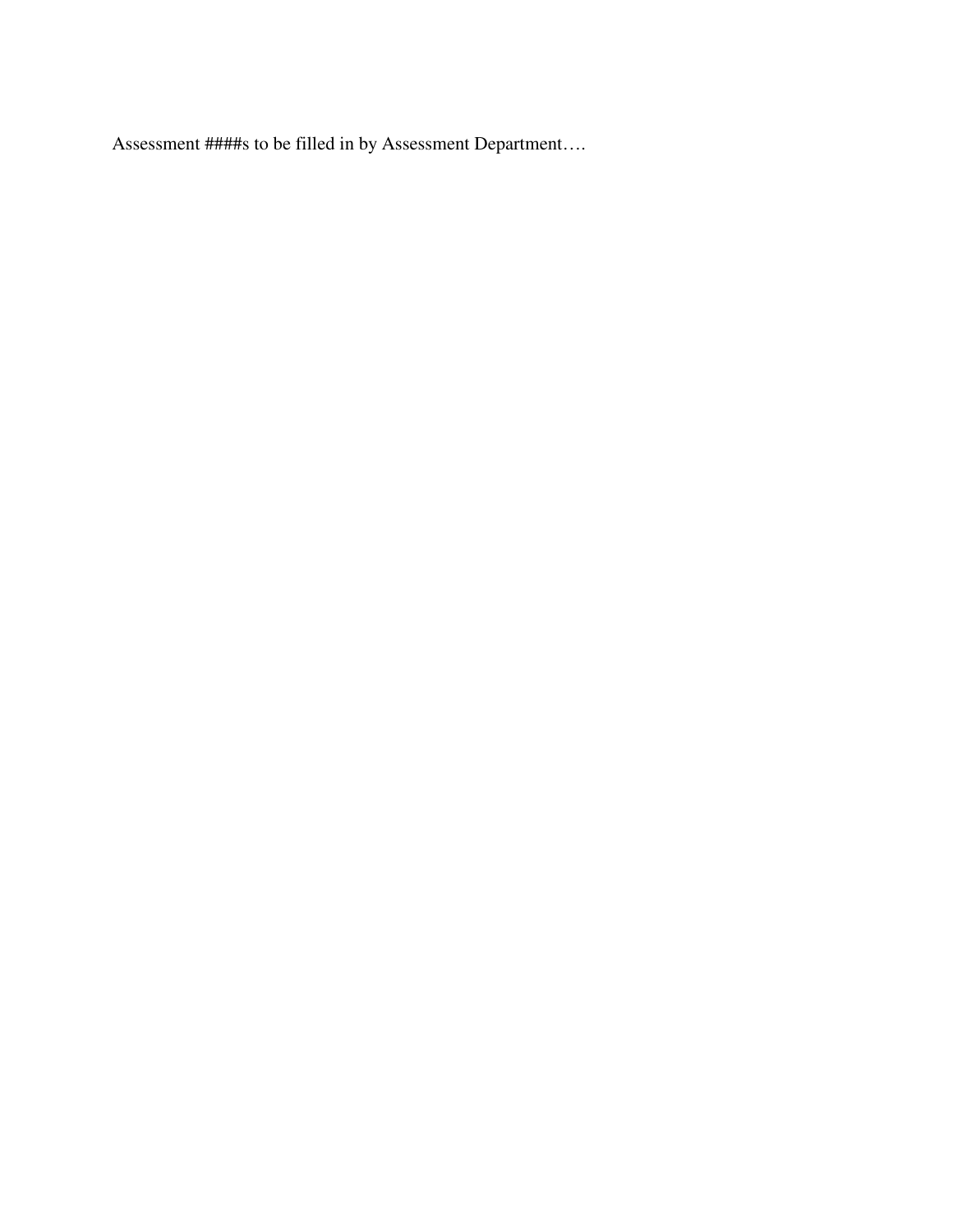Assessment ####s to be filled in by Assessment Department….